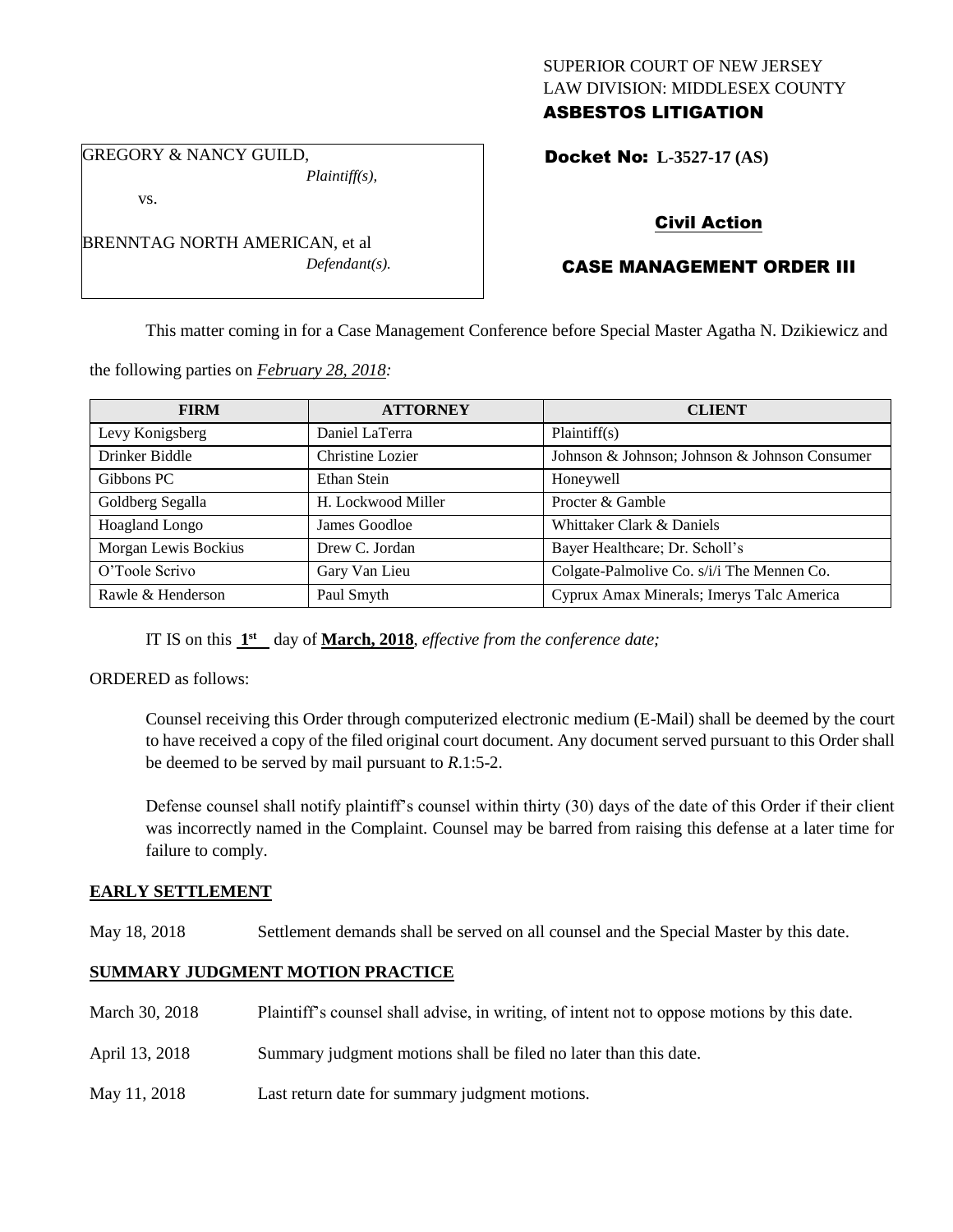SUPERIOR COURT OF NEW JERSEY
LAW DIVISION: MIDDLESEX COUNTY

**ASBESTOS LITIGATION**

GREGORY & NANCY GUILD,
*Plaintiff(s),*

vs.

BRENNTAG NORTH AMERICAN, et al
*Defendant(s).*

**Docket No: L-3527-17 (AS)**

**Civil Action**

**CASE MANAGEMENT ORDER III**

This matter coming in for a Case Management Conference before Special Master Agatha N. Dzikiewicz and the following parties on *February 28, 2018:*

| FIRM | ATTORNEY | CLIENT |
|---|---|---|
| Levy Konigsberg | Daniel LaTerra | Plaintiff(s) |
| Drinker Biddle | Christine Lozier | Johnson & Johnson; Johnson & Johnson Consumer |
| Gibbons PC | Ethan Stein | Honeywell |
| Goldberg Segalla | H. Lockwood Miller | Procter & Gamble |
| Hoagland Longo | James Goodloe | Whittaker Clark & Daniels |
| Morgan Lewis Bockius | Drew C. Jordan | Bayer Healthcare; Dr. Scholl's |
| O'Toole Scrivo | Gary Van Lieu | Colgate-Palmolive Co. s/i/i The Mennen Co. |
| Rawle & Henderson | Paul Smyth | Cyprux Amax Minerals; Imerys Talc America |

IT IS on this **1st** day of **March, 2018**, *effective from the conference date;*

ORDERED as follows:

Counsel receiving this Order through computerized electronic medium (E-Mail) shall be deemed by the court to have received a copy of the filed original court document. Any document served pursuant to this Order shall be deemed to be served by mail pursuant to *R*.1:5-2.

Defense counsel shall notify plaintiff's counsel within thirty (30) days of the date of this Order if their client was incorrectly named in the Complaint. Counsel may be barred from raising this defense at a later time for failure to comply.

**EARLY SETTLEMENT**

May 18, 2018 Settlement demands shall be served on all counsel and the Special Master by this date.

**SUMMARY JUDGMENT MOTION PRACTICE**

March 30, 2018 Plaintiff's counsel shall advise, in writing, of intent not to oppose motions by this date.

April 13, 2018 Summary judgment motions shall be filed no later than this date.

May 11, 2018 Last return date for summary judgment motions.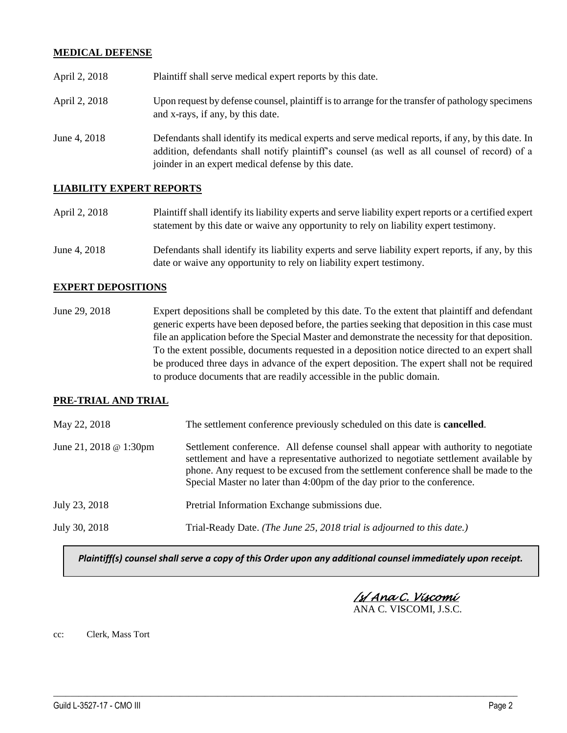## MEDICAL DEFENSE

| | |
|---|---|
| April 2, 2018 | Plaintiff shall serve medical expert reports by this date. |
| April 2, 2018 | Upon request by defense counsel, plaintiff is to arrange for the transfer of pathology specimens and x-rays, if any, by this date. |
| June 4, 2018 | Defendants shall identify its medical experts and serve medical reports, if any, by this date. In addition, defendants shall notify plaintiff's counsel (as well as all counsel of record) of a joinder in an expert medical defense by this date. |

## LIABILITY EXPERT REPORTS

| | |
|---|---|
| April 2, 2018 | Plaintiff shall identify its liability experts and serve liability expert reports or a certified expert statement by this date or waive any opportunity to rely on liability expert testimony. |
| June 4, 2018 | Defendants shall identify its liability experts and serve liability expert reports, if any, by this date or waive any opportunity to rely on liability expert testimony. |

## EXPERT DEPOSITIONS

| | |
|---|---|
| June 29, 2018 | Expert depositions shall be completed by this date. To the extent that plaintiff and defendant generic experts have been deposed before, the parties seeking that deposition in this case must file an application before the Special Master and demonstrate the necessity for that deposition. To the extent possible, documents requested in a deposition notice directed to an expert shall be produced three days in advance of the expert deposition. The expert shall not be required to produce documents that are readily accessible in the public domain. |

## PRE-TRIAL AND TRIAL

| | |
|---|---|
| May 22, 2018 | The settlement conference previously scheduled on this date is **cancelled**. |
| June 21, 2018 @ 1:30pm | Settlement conference. All defense counsel shall appear with authority to negotiate settlement and have a representative authorized to negotiate settlement available by phone. Any request to be excused from the settlement conference shall be made to the Special Master no later than 4:00pm of the day prior to the conference. |
| July 23, 2018 | Pretrial Information Exchange submissions due. |
| July 30, 2018 | Trial-Ready Date. *(The June 25, 2018 trial is adjourned to this date.)* |

***Plaintiff(s) counsel shall serve a copy of this Order upon any additional counsel immediately upon receipt.***

*/s/ Ana C. Viscomi*
ANA C. VISCOMI, J.S.C.

cc: Clerk, Mass Tort

Guild L-3527-17 - CMO III